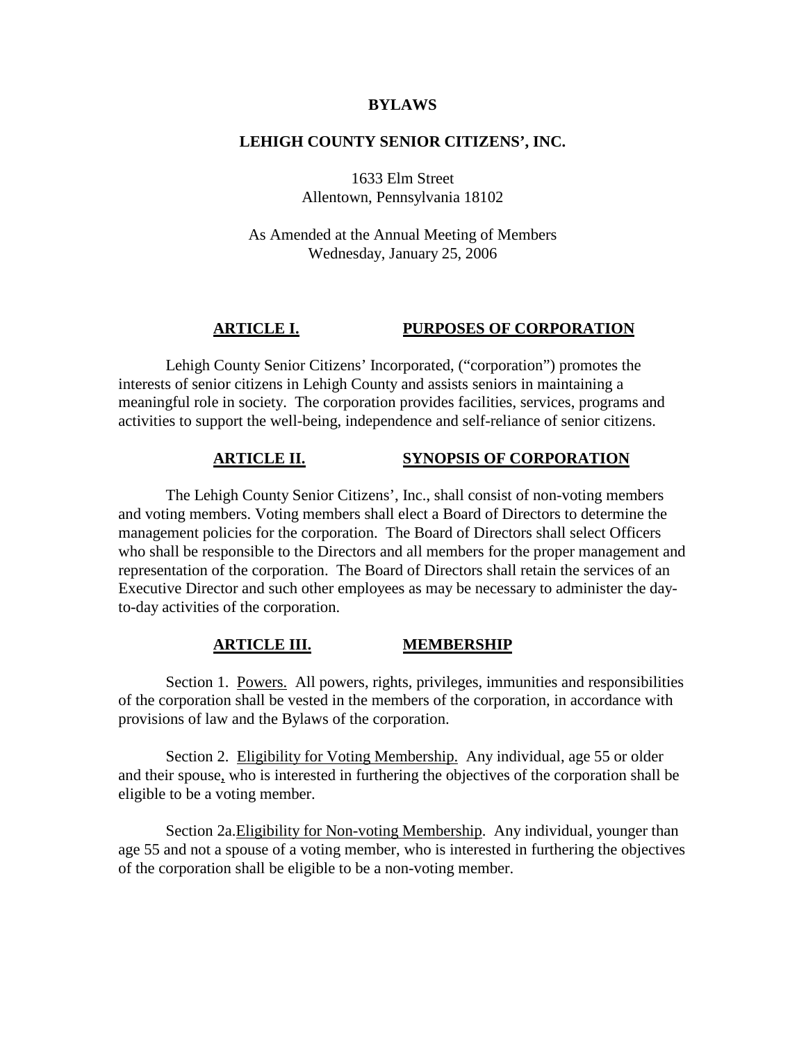# BYLAWS

## LEHIGH COUNTY SENIOR CITIZENS', INC.

1633 Elm Street
Allentown, Pennsylvania 18102

As Amended at the Annual Meeting of Members
Wednesday, January 25, 2006

## ARTICLE I. PURPOSES OF CORPORATION

Lehigh County Senior Citizens' Incorporated, ("corporation") promotes the interests of senior citizens in Lehigh County and assists seniors in maintaining a meaningful role in society. The corporation provides facilities, services, programs and activities to support the well-being, independence and self-reliance of senior citizens.

## ARTICLE II. SYNOPSIS OF CORPORATION

The Lehigh County Senior Citizens', Inc., shall consist of non-voting members and voting members. Voting members shall elect a Board of Directors to determine the management policies for the corporation. The Board of Directors shall select Officers who shall be responsible to the Directors and all members for the proper management and representation of the corporation. The Board of Directors shall retain the services of an Executive Director and such other employees as may be necessary to administer the day-to-day activities of the corporation.

## ARTICLE III. MEMBERSHIP

Section 1. Powers. All powers, rights, privileges, immunities and responsibilities of the corporation shall be vested in the members of the corporation, in accordance with provisions of law and the Bylaws of the corporation.

Section 2. Eligibility for Voting Membership. Any individual, age 55 or older and their spouse, who is interested in furthering the objectives of the corporation shall be eligible to be a voting member.

Section 2a. Eligibility for Non-voting Membership. Any individual, younger than age 55 and not a spouse of a voting member, who is interested in furthering the objectives of the corporation shall be eligible to be a non-voting member.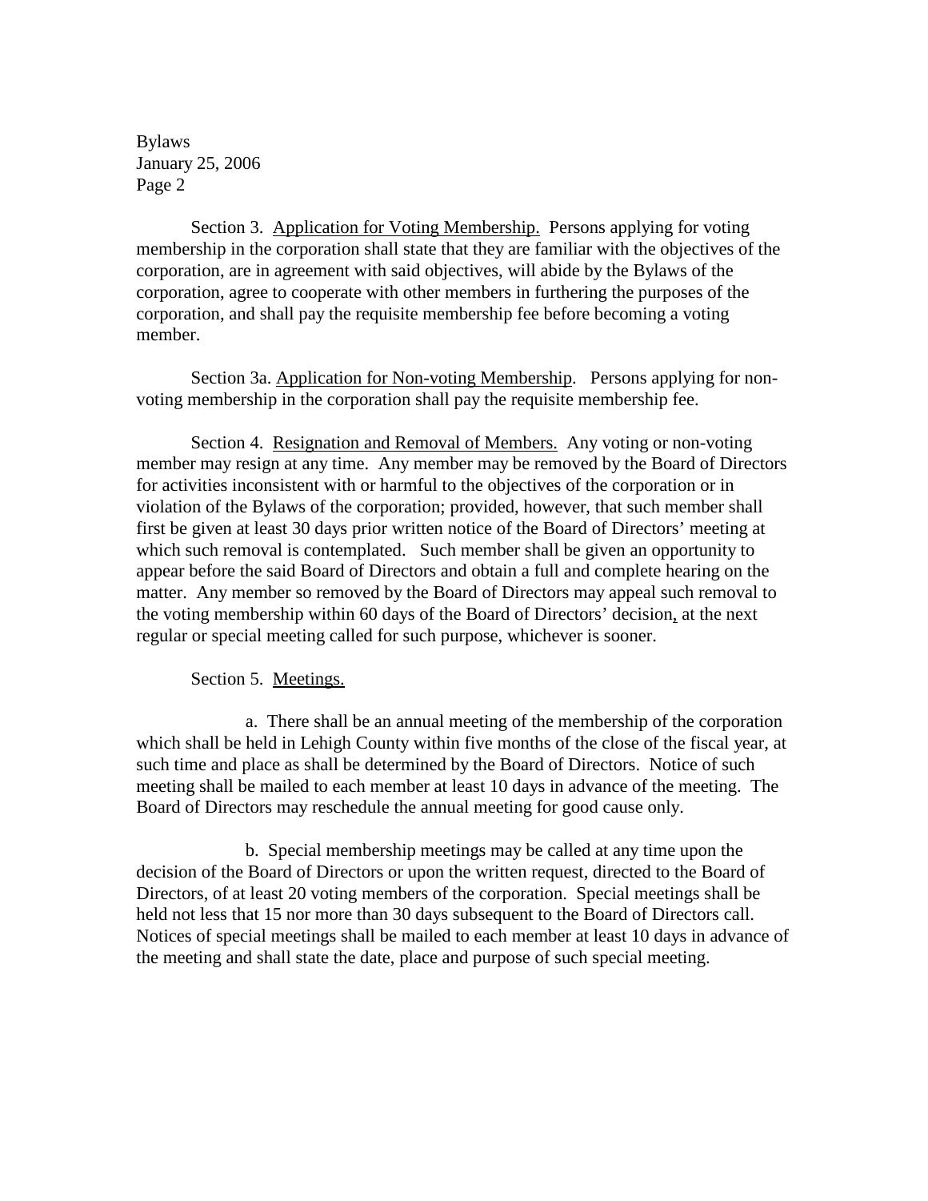Section 3. <u>Application for Voting Membership.</u> Persons applying for voting membership in the corporation shall state that they are familiar with the objectives of the corporation, are in agreement with said objectives, will abide by the Bylaws of the corporation, agree to cooperate with other members in furthering the purposes of the corporation, and shall pay the requisite membership fee before becoming a voting member.

Section 3a. <u>Application for Non-voting Membership</u>. Persons applying for non-voting membership in the corporation shall pay the requisite membership fee.

Section 4. <u>Resignation and Removal of Members.</u> Any voting or non-voting member may resign at any time. Any member may be removed by the Board of Directors for activities inconsistent with or harmful to the objectives of the corporation or in violation of the Bylaws of the corporation; provided, however, that such member shall first be given at least 30 days prior written notice of the Board of Directors' meeting at which such removal is contemplated. Such member shall be given an opportunity to appear before the said Board of Directors and obtain a full and complete hearing on the matter. Any member so removed by the Board of Directors may appeal such removal to the voting membership within 60 days of the Board of Directors' decision, at the next regular or special meeting called for such purpose, whichever is sooner.

Section 5. <u>Meetings.</u>

a. There shall be an annual meeting of the membership of the corporation which shall be held in Lehigh County within five months of the close of the fiscal year, at such time and place as shall be determined by the Board of Directors. Notice of such meeting shall be mailed to each member at least 10 days in advance of the meeting. The Board of Directors may reschedule the annual meeting for good cause only.

b. Special membership meetings may be called at any time upon the decision of the Board of Directors or upon the written request, directed to the Board of Directors, of at least 20 voting members of the corporation. Special meetings shall be held not less that 15 nor more than 30 days subsequent to the Board of Directors call. Notices of special meetings shall be mailed to each member at least 10 days in advance of the meeting and shall state the date, place and purpose of such special meeting.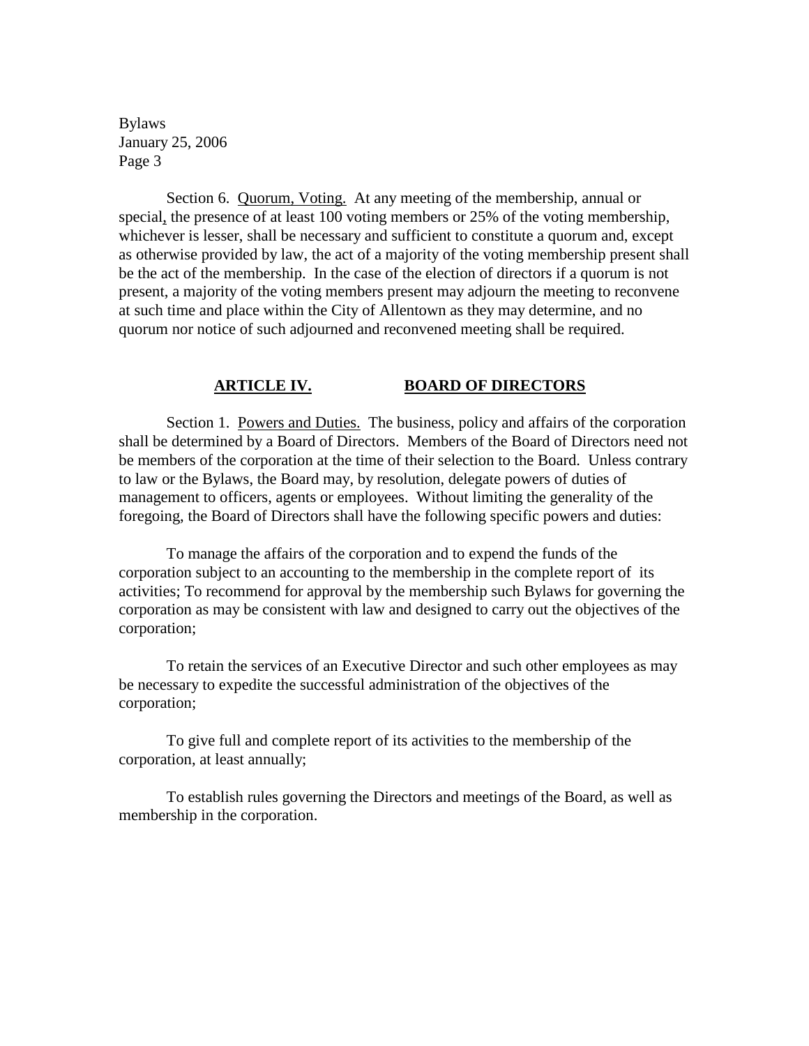Section 6. Quorum, Voting. At any meeting of the membership, annual or special, the presence of at least 100 voting members or 25% of the voting membership, whichever is lesser, shall be necessary and sufficient to constitute a quorum and, except as otherwise provided by law, the act of a majority of the voting membership present shall be the act of the membership. In the case of the election of directors if a quorum is not present, a majority of the voting members present may adjourn the meeting to reconvene at such time and place within the City of Allentown as they may determine, and no quorum nor notice of such adjourned and reconvened meeting shall be required.

## ARTICLE IV. BOARD OF DIRECTORS

Section 1. Powers and Duties. The business, policy and affairs of the corporation shall be determined by a Board of Directors. Members of the Board of Directors need not be members of the corporation at the time of their selection to the Board. Unless contrary to law or the Bylaws, the Board may, by resolution, delegate powers of duties of management to officers, agents or employees. Without limiting the generality of the foregoing, the Board of Directors shall have the following specific powers and duties:

To manage the affairs of the corporation and to expend the funds of the corporation subject to an accounting to the membership in the complete report of its activities; To recommend for approval by the membership such Bylaws for governing the corporation as may be consistent with law and designed to carry out the objectives of the corporation;

To retain the services of an Executive Director and such other employees as may be necessary to expedite the successful administration of the objectives of the corporation;

To give full and complete report of its activities to the membership of the corporation, at least annually;

To establish rules governing the Directors and meetings of the Board, as well as membership in the corporation.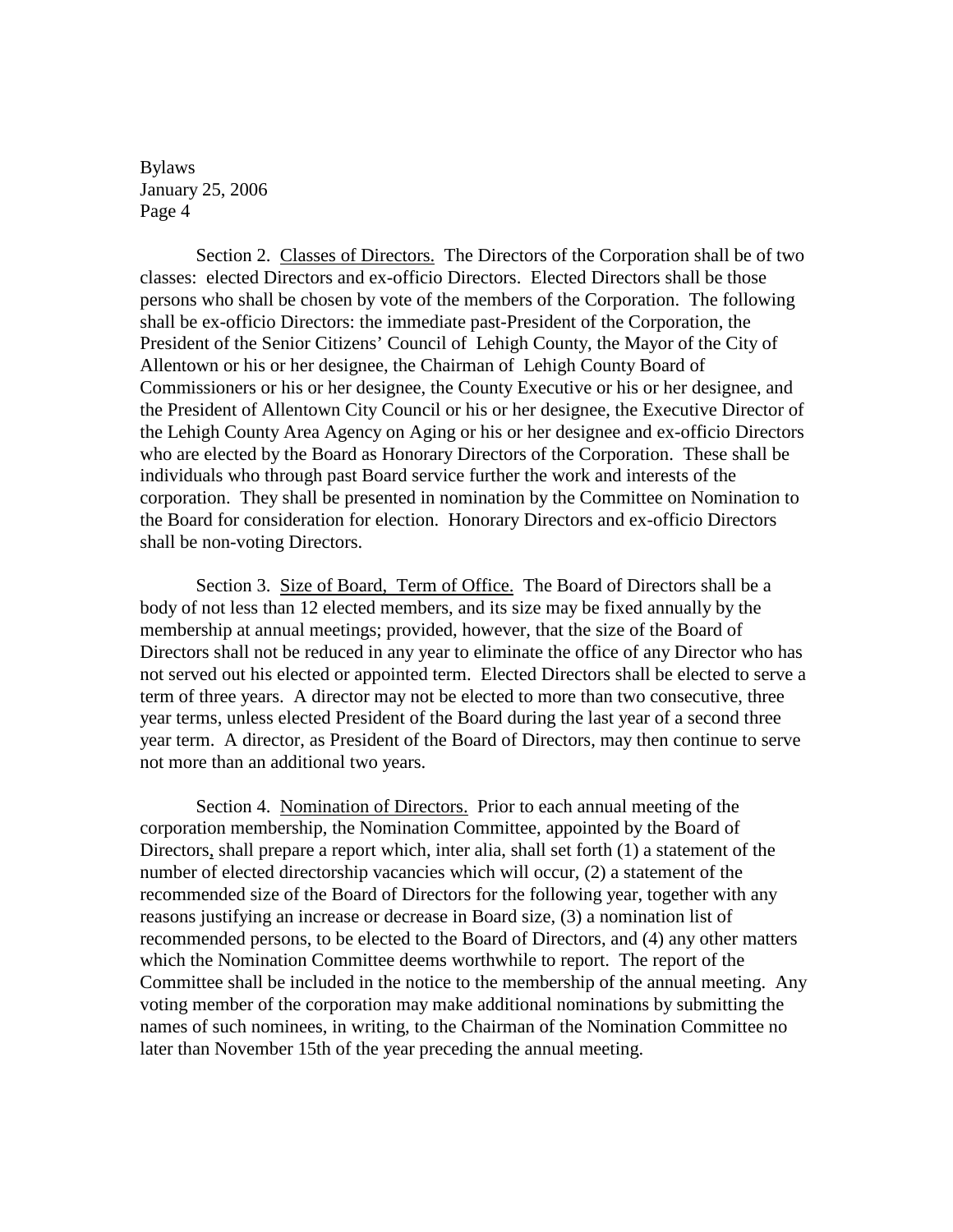Section 2. Classes of Directors. The Directors of the Corporation shall be of two classes: elected Directors and ex-officio Directors. Elected Directors shall be those persons who shall be chosen by vote of the members of the Corporation. The following shall be ex-officio Directors: the immediate past-President of the Corporation, the President of the Senior Citizens' Council of Lehigh County, the Mayor of the City of Allentown or his or her designee, the Chairman of Lehigh County Board of Commissioners or his or her designee, the County Executive or his or her designee, and the President of Allentown City Council or his or her designee, the Executive Director of the Lehigh County Area Agency on Aging or his or her designee and ex-officio Directors who are elected by the Board as Honorary Directors of the Corporation. These shall be individuals who through past Board service further the work and interests of the corporation. They shall be presented in nomination by the Committee on Nomination to the Board for consideration for election. Honorary Directors and ex-officio Directors shall be non-voting Directors.

Section 3. Size of Board, Term of Office. The Board of Directors shall be a body of not less than 12 elected members, and its size may be fixed annually by the membership at annual meetings; provided, however, that the size of the Board of Directors shall not be reduced in any year to eliminate the office of any Director who has not served out his elected or appointed term. Elected Directors shall be elected to serve a term of three years. A director may not be elected to more than two consecutive, three year terms, unless elected President of the Board during the last year of a second three year term. A director, as President of the Board of Directors, may then continue to serve not more than an additional two years.

Section 4. Nomination of Directors. Prior to each annual meeting of the corporation membership, the Nomination Committee, appointed by the Board of Directors, shall prepare a report which, inter alia, shall set forth (1) a statement of the number of elected directorship vacancies which will occur, (2) a statement of the recommended size of the Board of Directors for the following year, together with any reasons justifying an increase or decrease in Board size, (3) a nomination list of recommended persons, to be elected to the Board of Directors, and (4) any other matters which the Nomination Committee deems worthwhile to report. The report of the Committee shall be included in the notice to the membership of the annual meeting. Any voting member of the corporation may make additional nominations by submitting the names of such nominees, in writing, to the Chairman of the Nomination Committee no later than November 15th of the year preceding the annual meeting.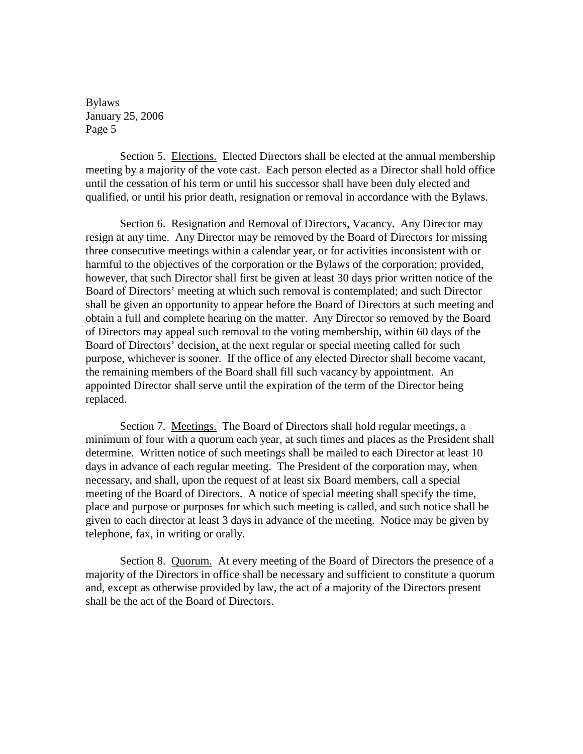Section 5. <u>Elections.</u> Elected Directors shall be elected at the annual membership meeting by a majority of the vote cast. Each person elected as a Director shall hold office until the cessation of his term or until his successor shall have been duly elected and qualified, or until his prior death, resignation or removal in accordance with the Bylaws.

Section 6. <u>Resignation and Removal of Directors, Vacancy.</u> Any Director may resign at any time. Any Director may be removed by the Board of Directors for missing three consecutive meetings within a calendar year, or for activities inconsistent with or harmful to the objectives of the corporation or the Bylaws of the corporation; provided, however, that such Director shall first be given at least 30 days prior written notice of the Board of Directors' meeting at which such removal is contemplated; and such Director shall be given an opportunity to appear before the Board of Directors at such meeting and obtain a full and complete hearing on the matter. Any Director so removed by the Board of Directors may appeal such removal to the voting membership, within 60 days of the Board of Directors' decision, at the next regular or special meeting called for such purpose, whichever is sooner. If the office of any elected Director shall become vacant, the remaining members of the Board shall fill such vacancy by appointment. An appointed Director shall serve until the expiration of the term of the Director being replaced.

Section 7. <u>Meetings.</u> The Board of Directors shall hold regular meetings, a minimum of four with a quorum each year, at such times and places as the President shall determine. Written notice of such meetings shall be mailed to each Director at least 10 days in advance of each regular meeting. The President of the corporation may, when necessary, and shall, upon the request of at least six Board members, call a special meeting of the Board of Directors. A notice of special meeting shall specify the time, place and purpose or purposes for which such meeting is called, and such notice shall be given to each director at least 3 days in advance of the meeting. Notice may be given by telephone, fax, in writing or orally.

Section 8. <u>Quorum.</u> At every meeting of the Board of Directors the presence of a majority of the Directors in office shall be necessary and sufficient to constitute a quorum and, except as otherwise provided by law, the act of a majority of the Directors present shall be the act of the Board of Directors.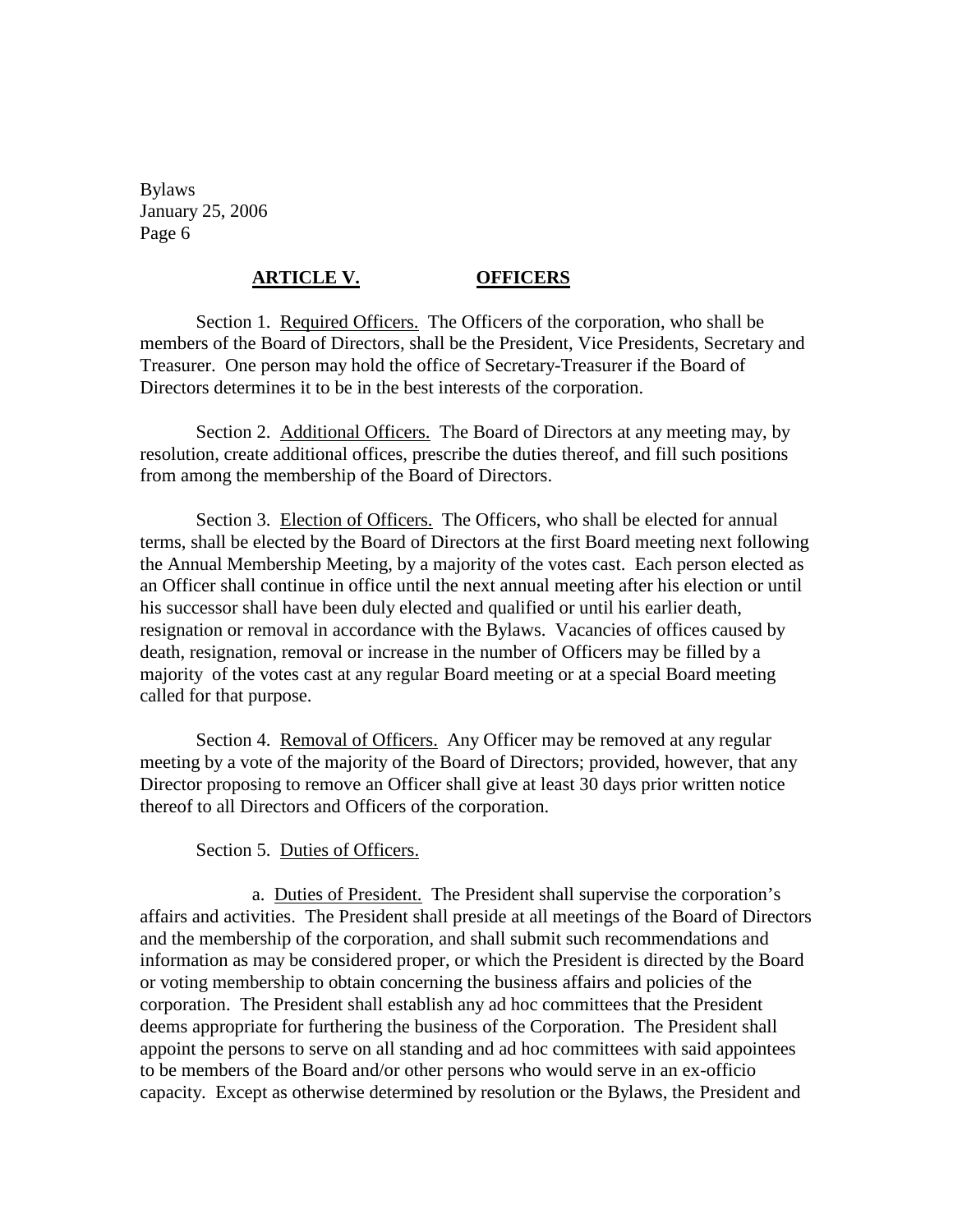## ARTICLE V. OFFICERS

Section 1. Required Officers. The Officers of the corporation, who shall be members of the Board of Directors, shall be the President, Vice Presidents, Secretary and Treasurer. One person may hold the office of Secretary-Treasurer if the Board of Directors determines it to be in the best interests of the corporation.

Section 2. Additional Officers. The Board of Directors at any meeting may, by resolution, create additional offices, prescribe the duties thereof, and fill such positions from among the membership of the Board of Directors.

Section 3. Election of Officers. The Officers, who shall be elected for annual terms, shall be elected by the Board of Directors at the first Board meeting next following the Annual Membership Meeting, by a majority of the votes cast. Each person elected as an Officer shall continue in office until the next annual meeting after his election or until his successor shall have been duly elected and qualified or until his earlier death, resignation or removal in accordance with the Bylaws. Vacancies of offices caused by death, resignation, removal or increase in the number of Officers may be filled by a majority of the votes cast at any regular Board meeting or at a special Board meeting called for that purpose.

Section 4. Removal of Officers. Any Officer may be removed at any regular meeting by a vote of the majority of the Board of Directors; provided, however, that any Director proposing to remove an Officer shall give at least 30 days prior written notice thereof to all Directors and Officers of the corporation.

Section 5. Duties of Officers.

a. Duties of President. The President shall supervise the corporation's affairs and activities. The President shall preside at all meetings of the Board of Directors and the membership of the corporation, and shall submit such recommendations and information as may be considered proper, or which the President is directed by the Board or voting membership to obtain concerning the business affairs and policies of the corporation. The President shall establish any ad hoc committees that the President deems appropriate for furthering the business of the Corporation. The President shall appoint the persons to serve on all standing and ad hoc committees with said appointees to be members of the Board and/or other persons who would serve in an ex-officio capacity. Except as otherwise determined by resolution or the Bylaws, the President and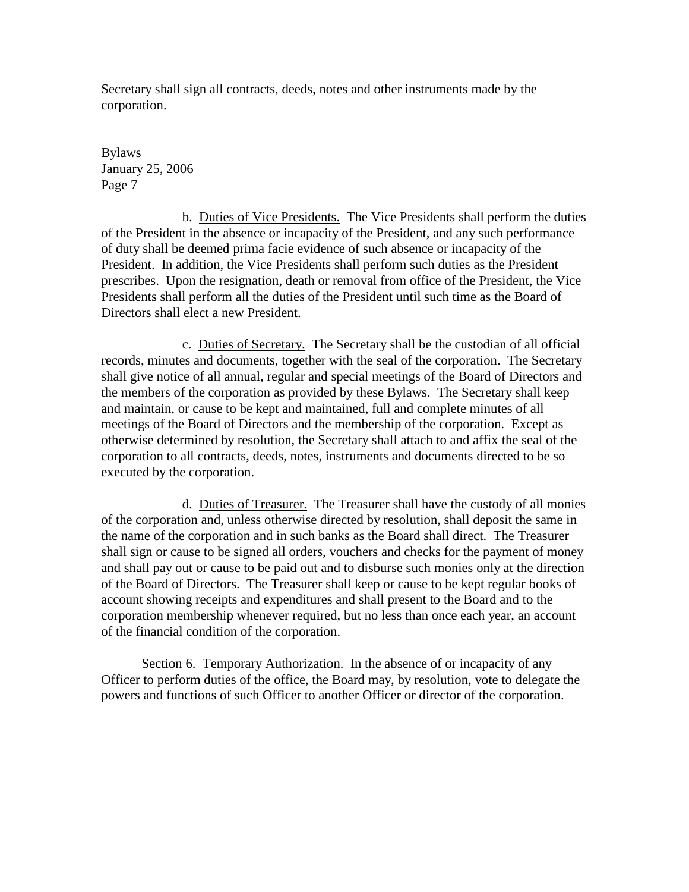Secretary shall sign all contracts, deeds, notes and other instruments made by the corporation.

b. Duties of Vice Presidents. The Vice Presidents shall perform the duties of the President in the absence or incapacity of the President, and any such performance of duty shall be deemed prima facie evidence of such absence or incapacity of the President. In addition, the Vice Presidents shall perform such duties as the President prescribes. Upon the resignation, death or removal from office of the President, the Vice Presidents shall perform all the duties of the President until such time as the Board of Directors shall elect a new President.

c. Duties of Secretary. The Secretary shall be the custodian of all official records, minutes and documents, together with the seal of the corporation. The Secretary shall give notice of all annual, regular and special meetings of the Board of Directors and the members of the corporation as provided by these Bylaws. The Secretary shall keep and maintain, or cause to be kept and maintained, full and complete minutes of all meetings of the Board of Directors and the membership of the corporation. Except as otherwise determined by resolution, the Secretary shall attach to and affix the seal of the corporation to all contracts, deeds, notes, instruments and documents directed to be so executed by the corporation.

d. Duties of Treasurer. The Treasurer shall have the custody of all monies of the corporation and, unless otherwise directed by resolution, shall deposit the same in the name of the corporation and in such banks as the Board shall direct. The Treasurer shall sign or cause to be signed all orders, vouchers and checks for the payment of money and shall pay out or cause to be paid out and to disburse such monies only at the direction of the Board of Directors. The Treasurer shall keep or cause to be kept regular books of account showing receipts and expenditures and shall present to the Board and to the corporation membership whenever required, but no less than once each year, an account of the financial condition of the corporation.

Section 6. Temporary Authorization. In the absence of or incapacity of any Officer to perform duties of the office, the Board may, by resolution, vote to delegate the powers and functions of such Officer to another Officer or director of the corporation.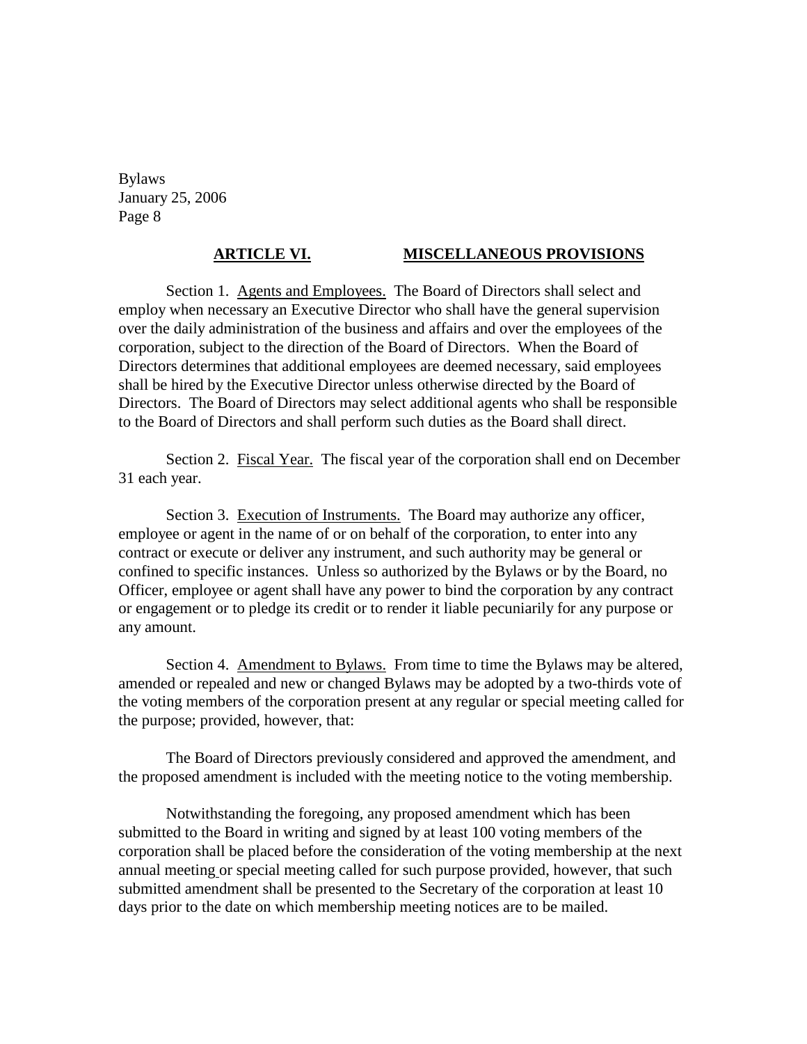## ARTICLE VI. MISCELLANEOUS PROVISIONS

Section 1. Agents and Employees. The Board of Directors shall select and employ when necessary an Executive Director who shall have the general supervision over the daily administration of the business and affairs and over the employees of the corporation, subject to the direction of the Board of Directors. When the Board of Directors determines that additional employees are deemed necessary, said employees shall be hired by the Executive Director unless otherwise directed by the Board of Directors. The Board of Directors may select additional agents who shall be responsible to the Board of Directors and shall perform such duties as the Board shall direct.

Section 2. Fiscal Year. The fiscal year of the corporation shall end on December 31 each year.

Section 3. Execution of Instruments. The Board may authorize any officer, employee or agent in the name of or on behalf of the corporation, to enter into any contract or execute or deliver any instrument, and such authority may be general or confined to specific instances. Unless so authorized by the Bylaws or by the Board, no Officer, employee or agent shall have any power to bind the corporation by any contract or engagement or to pledge its credit or to render it liable pecuniarily for any purpose or any amount.

Section 4. Amendment to Bylaws. From time to time the Bylaws may be altered, amended or repealed and new or changed Bylaws may be adopted by a two-thirds vote of the voting members of the corporation present at any regular or special meeting called for the purpose; provided, however, that:

The Board of Directors previously considered and approved the amendment, and the proposed amendment is included with the meeting notice to the voting membership.

Notwithstanding the foregoing, any proposed amendment which has been submitted to the Board in writing and signed by at least 100 voting members of the corporation shall be placed before the consideration of the voting membership at the next annual meeting or special meeting called for such purpose provided, however, that such submitted amendment shall be presented to the Secretary of the corporation at least 10 days prior to the date on which membership meeting notices are to be mailed.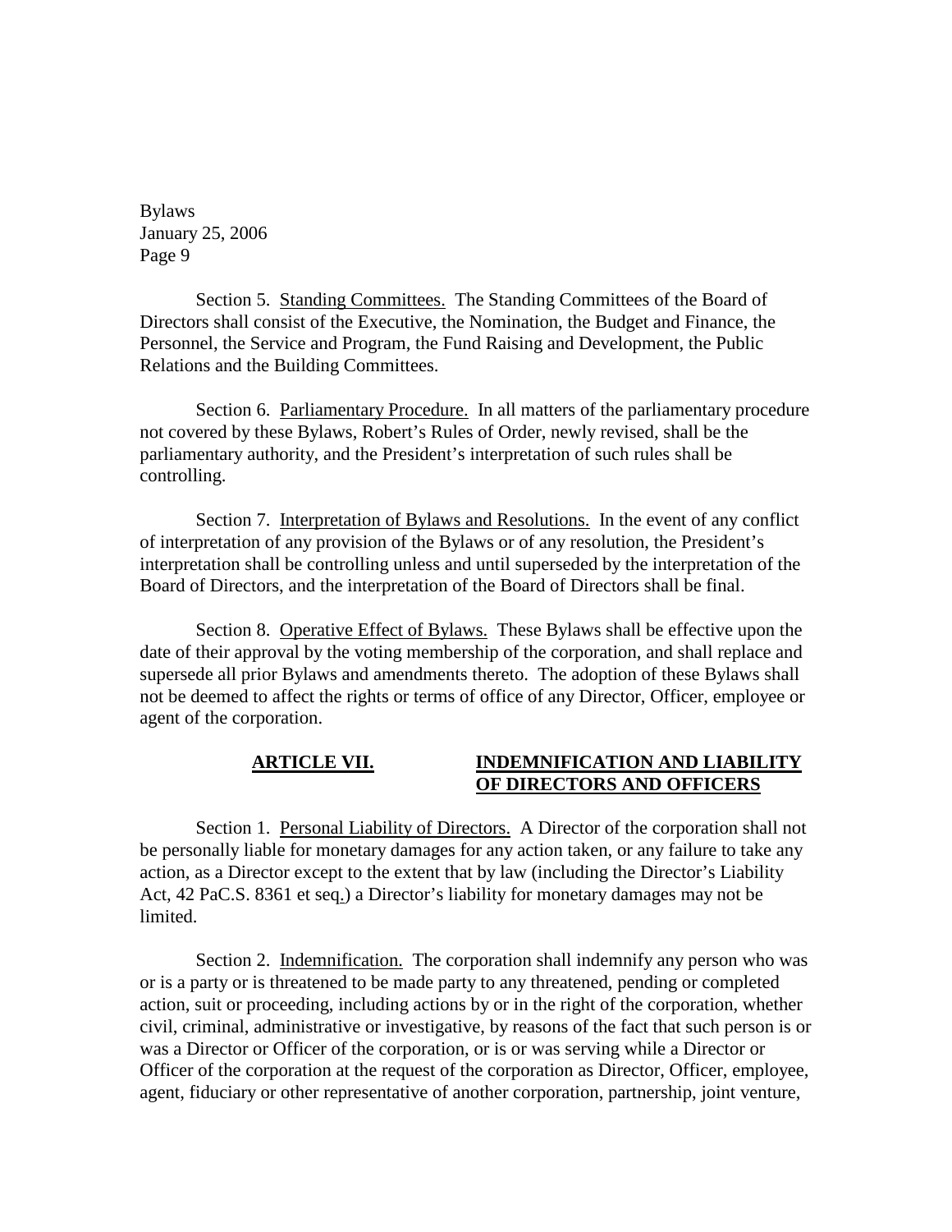Section 5. Standing Committees. The Standing Committees of the Board of Directors shall consist of the Executive, the Nomination, the Budget and Finance, the Personnel, the Service and Program, the Fund Raising and Development, the Public Relations and the Building Committees.

Section 6. Parliamentary Procedure. In all matters of the parliamentary procedure not covered by these Bylaws, Robert's Rules of Order, newly revised, shall be the parliamentary authority, and the President's interpretation of such rules shall be controlling.

Section 7. Interpretation of Bylaws and Resolutions. In the event of any conflict of interpretation of any provision of the Bylaws or of any resolution, the President's interpretation shall be controlling unless and until superseded by the interpretation of the Board of Directors, and the interpretation of the Board of Directors shall be final.

Section 8. Operative Effect of Bylaws. These Bylaws shall be effective upon the date of their approval by the voting membership of the corporation, and shall replace and supersede all prior Bylaws and amendments thereto. The adoption of these Bylaws shall not be deemed to affect the rights or terms of office of any Director, Officer, employee or agent of the corporation.

## ARTICLE VII. INDEMNIFICATION AND LIABILITY OF DIRECTORS AND OFFICERS

Section 1. Personal Liability of Directors. A Director of the corporation shall not be personally liable for monetary damages for any action taken, or any failure to take any action, as a Director except to the extent that by law (including the Director's Liability Act, 42 PaC.S. 8361 et seq.) a Director's liability for monetary damages may not be limited.

Section 2. Indemnification. The corporation shall indemnify any person who was or is a party or is threatened to be made party to any threatened, pending or completed action, suit or proceeding, including actions by or in the right of the corporation, whether civil, criminal, administrative or investigative, by reasons of the fact that such person is or was a Director or Officer of the corporation, or is or was serving while a Director or Officer of the corporation at the request of the corporation as Director, Officer, employee, agent, fiduciary or other representative of another corporation, partnership, joint venture,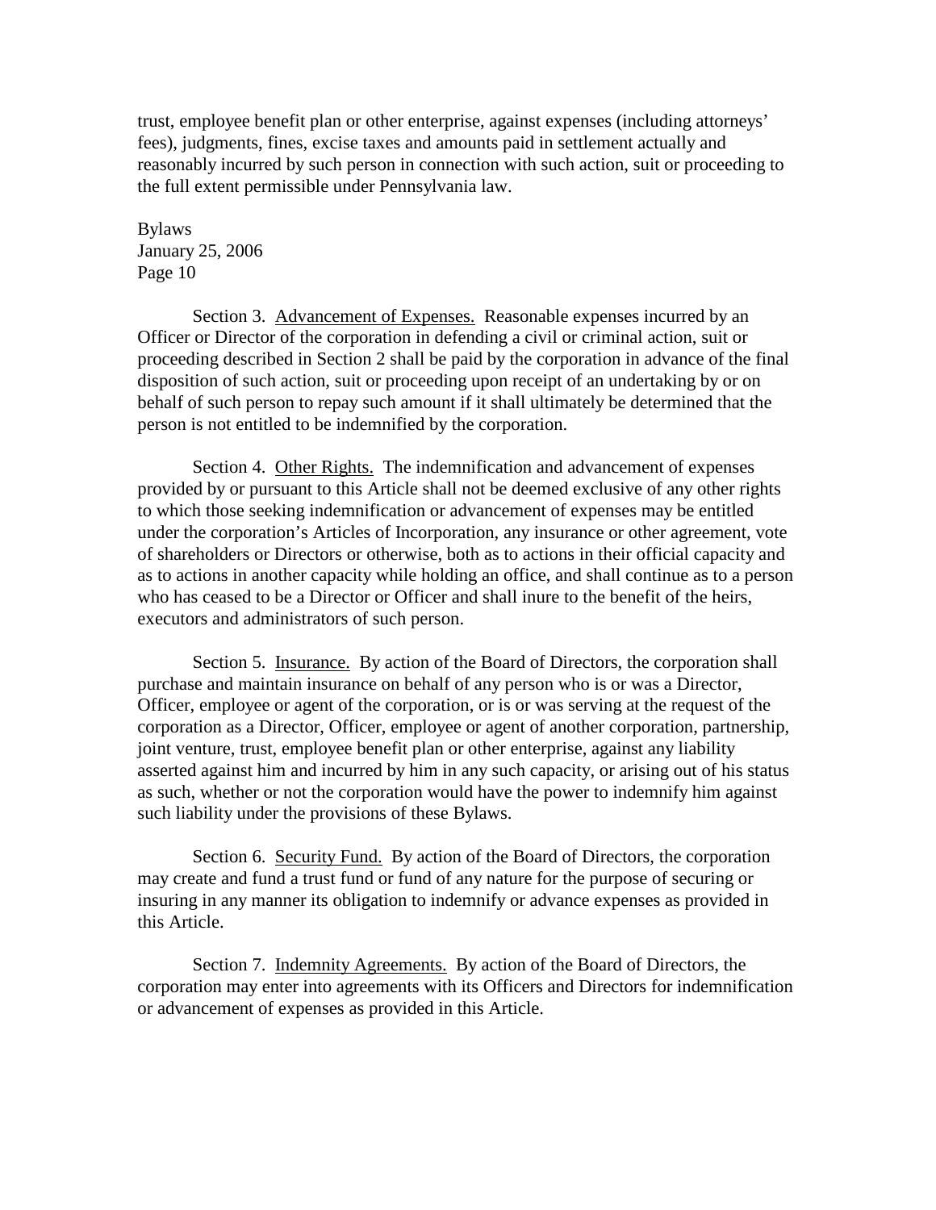trust, employee benefit plan or other enterprise, against expenses (including attorneys' fees), judgments, fines, excise taxes and amounts paid in settlement actually and reasonably incurred by such person in connection with such action, suit or proceeding to the full extent permissible under Pennsylvania law.

Section 3. Advancement of Expenses. Reasonable expenses incurred by an Officer or Director of the corporation in defending a civil or criminal action, suit or proceeding described in Section 2 shall be paid by the corporation in advance of the final disposition of such action, suit or proceeding upon receipt of an undertaking by or on behalf of such person to repay such amount if it shall ultimately be determined that the person is not entitled to be indemnified by the corporation.

Section 4. Other Rights. The indemnification and advancement of expenses provided by or pursuant to this Article shall not be deemed exclusive of any other rights to which those seeking indemnification or advancement of expenses may be entitled under the corporation's Articles of Incorporation, any insurance or other agreement, vote of shareholders or Directors or otherwise, both as to actions in their official capacity and as to actions in another capacity while holding an office, and shall continue as to a person who has ceased to be a Director or Officer and shall inure to the benefit of the heirs, executors and administrators of such person.

Section 5. Insurance. By action of the Board of Directors, the corporation shall purchase and maintain insurance on behalf of any person who is or was a Director, Officer, employee or agent of the corporation, or is or was serving at the request of the corporation as a Director, Officer, employee or agent of another corporation, partnership, joint venture, trust, employee benefit plan or other enterprise, against any liability asserted against him and incurred by him in any such capacity, or arising out of his status as such, whether or not the corporation would have the power to indemnify him against such liability under the provisions of these Bylaws.

Section 6. Security Fund. By action of the Board of Directors, the corporation may create and fund a trust fund or fund of any nature for the purpose of securing or insuring in any manner its obligation to indemnify or advance expenses as provided in this Article.

Section 7. Indemnity Agreements. By action of the Board of Directors, the corporation may enter into agreements with its Officers and Directors for indemnification or advancement of expenses as provided in this Article.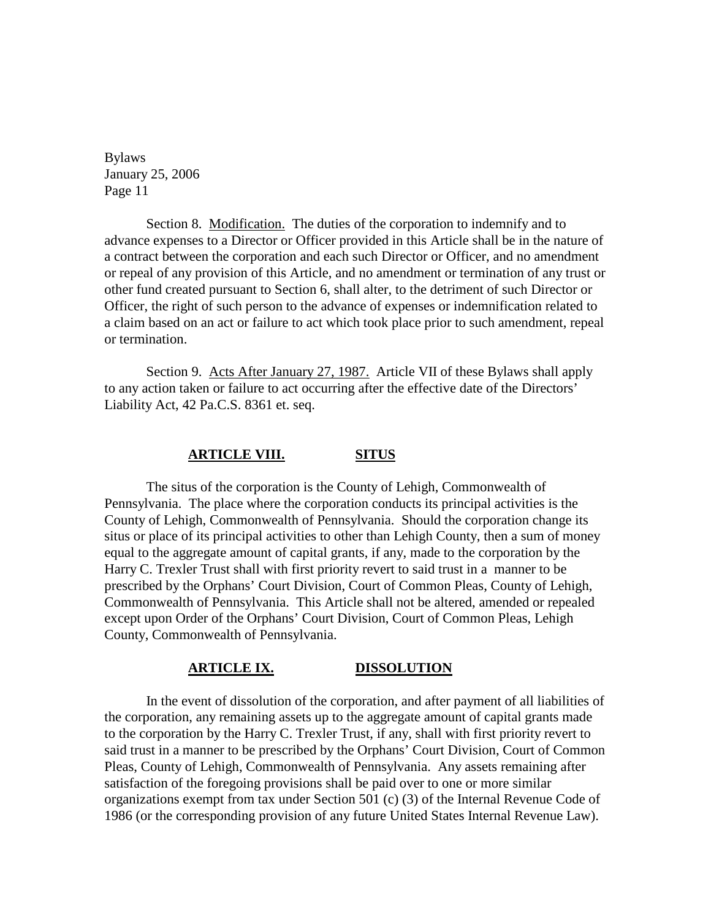Section 8. Modification. The duties of the corporation to indemnify and to advance expenses to a Director or Officer provided in this Article shall be in the nature of a contract between the corporation and each such Director or Officer, and no amendment or repeal of any provision of this Article, and no amendment or termination of any trust or other fund created pursuant to Section 6, shall alter, to the detriment of such Director or Officer, the right of such person to the advance of expenses or indemnification related to a claim based on an act or failure to act which took place prior to such amendment, repeal or termination.

Section 9. Acts After January 27, 1987. Article VII of these Bylaws shall apply to any action taken or failure to act occurring after the effective date of the Directors' Liability Act, 42 Pa.C.S. 8361 et. seq.

## ARTICLE VIII. SITUS

The situs of the corporation is the County of Lehigh, Commonwealth of Pennsylvania. The place where the corporation conducts its principal activities is the County of Lehigh, Commonwealth of Pennsylvania. Should the corporation change its situs or place of its principal activities to other than Lehigh County, then a sum of money equal to the aggregate amount of capital grants, if any, made to the corporation by the Harry C. Trexler Trust shall with first priority revert to said trust in a manner to be prescribed by the Orphans' Court Division, Court of Common Pleas, County of Lehigh, Commonwealth of Pennsylvania. This Article shall not be altered, amended or repealed except upon Order of the Orphans' Court Division, Court of Common Pleas, Lehigh County, Commonwealth of Pennsylvania.

## ARTICLE IX. DISSOLUTION

In the event of dissolution of the corporation, and after payment of all liabilities of the corporation, any remaining assets up to the aggregate amount of capital grants made to the corporation by the Harry C. Trexler Trust, if any, shall with first priority revert to said trust in a manner to be prescribed by the Orphans' Court Division, Court of Common Pleas, County of Lehigh, Commonwealth of Pennsylvania. Any assets remaining after satisfaction of the foregoing provisions shall be paid over to one or more similar organizations exempt from tax under Section 501 (c) (3) of the Internal Revenue Code of 1986 (or the corresponding provision of any future United States Internal Revenue Law).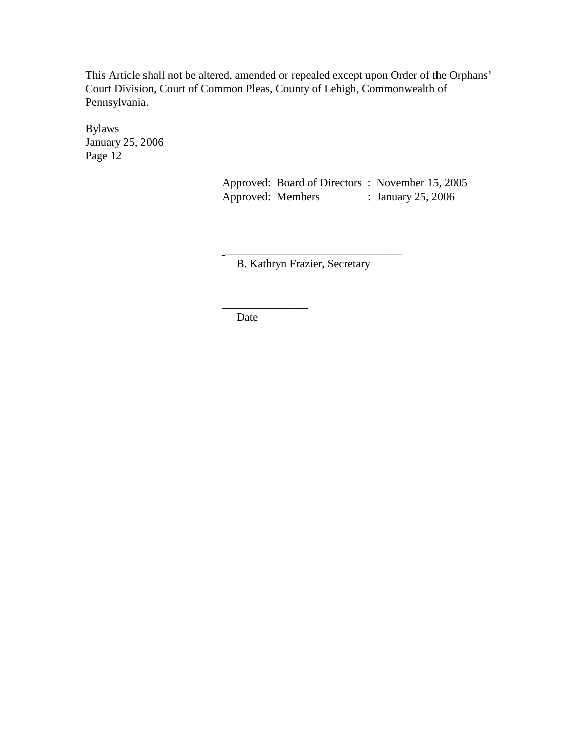This Article shall not be altered, amended or repealed except upon Order of the Orphans' Court Division, Court of Common Pleas, County of Lehigh, Commonwealth of Pennsylvania.

Bylaws
January 25, 2006
Page 12

| | | |
|---|---|---|
| Approved: | Board of Directors | : November 15, 2005 |
| Approved: | Members | : January 25, 2006 |

________________________________
B. Kathryn Frazier, Secretary

_______________
Date